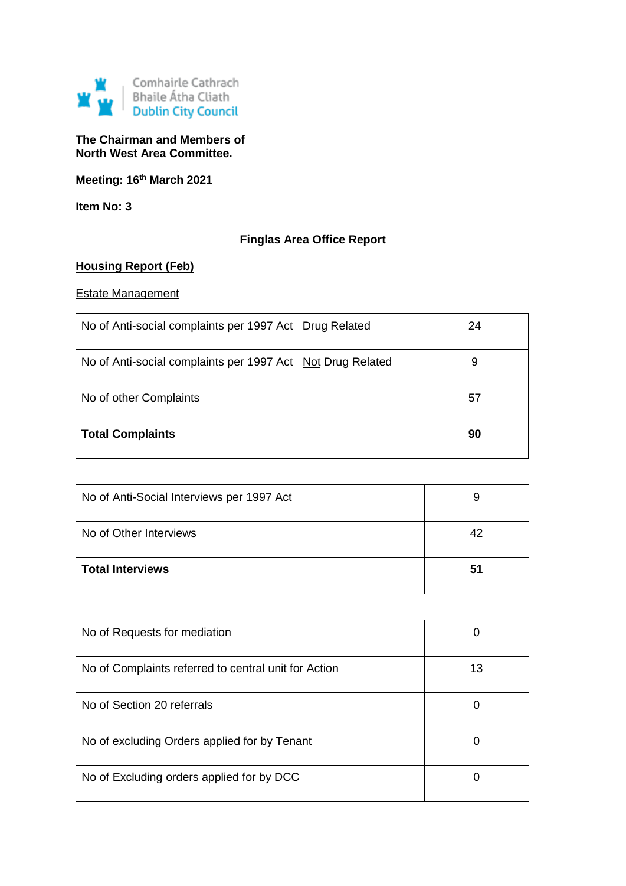Comhairle Cathrach
Bhaile Átha Cliath
Dublin City Council

**The Chairman and Members of**
**North West Area Committee.**

**Meeting: 16th March 2021**

**Item No: 3**

## Finglas Area Office Report

### Housing Report (Feb)

Estate Management

| | |
|---|---|
| No of Anti-social complaints per 1997 Act Drug Related | 24 |
| No of Anti-social complaints per 1997 Act Not Drug Related | 9 |
| No of other Complaints | 57 |
| **Total Complaints** | **90** |

| | |
|---|---|
| No of Anti-Social Interviews per 1997 Act | 9 |
| No of Other Interviews | 42 |
| **Total Interviews** | **51** |

| | |
|---|---|
| No of Requests for mediation | 0 |
| No of Complaints referred to central unit for Action | 13 |
| No of Section 20 referrals | 0 |
| No of excluding Orders applied for by Tenant | 0 |
| No of Excluding orders applied for by DCC | 0 |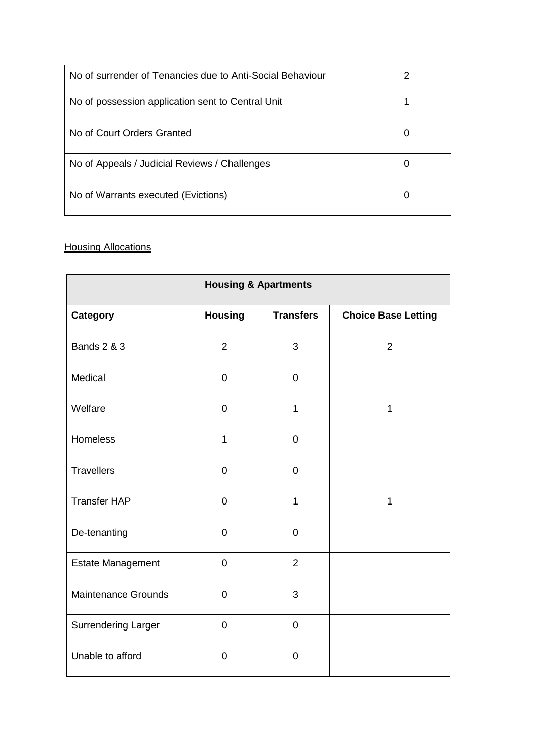| No of surrender of Tenancies due to Anti-Social Behaviour | 2 |
|---|---|
| No of possession application sent to Central Unit | 1 |
| No of Court Orders Granted | 0 |
| No of Appeals / Judicial Reviews / Challenges | 0 |
| No of Warrants executed (Evictions) | 0 |

<u>Housing Allocations</u>

| Housing & Apartments | | | |
|---|---|---|---|
| **Category** | **Housing** | **Transfers** | **Choice Base Letting** |
| Bands 2 & 3 | 2 | 3 | 2 |
| Medical | 0 | 0 | |
| Welfare | 0 | 1 | 1 |
| Homeless | 1 | 0 | |
| Travellers | 0 | 0 | |
| Transfer HAP | 0 | 1 | 1 |
| De-tenanting | 0 | 0 | |
| Estate Management | 0 | 2 | |
| Maintenance Grounds | 0 | 3 | |
| Surrendering Larger | 0 | 0 | |
| Unable to afford | 0 | 0 | |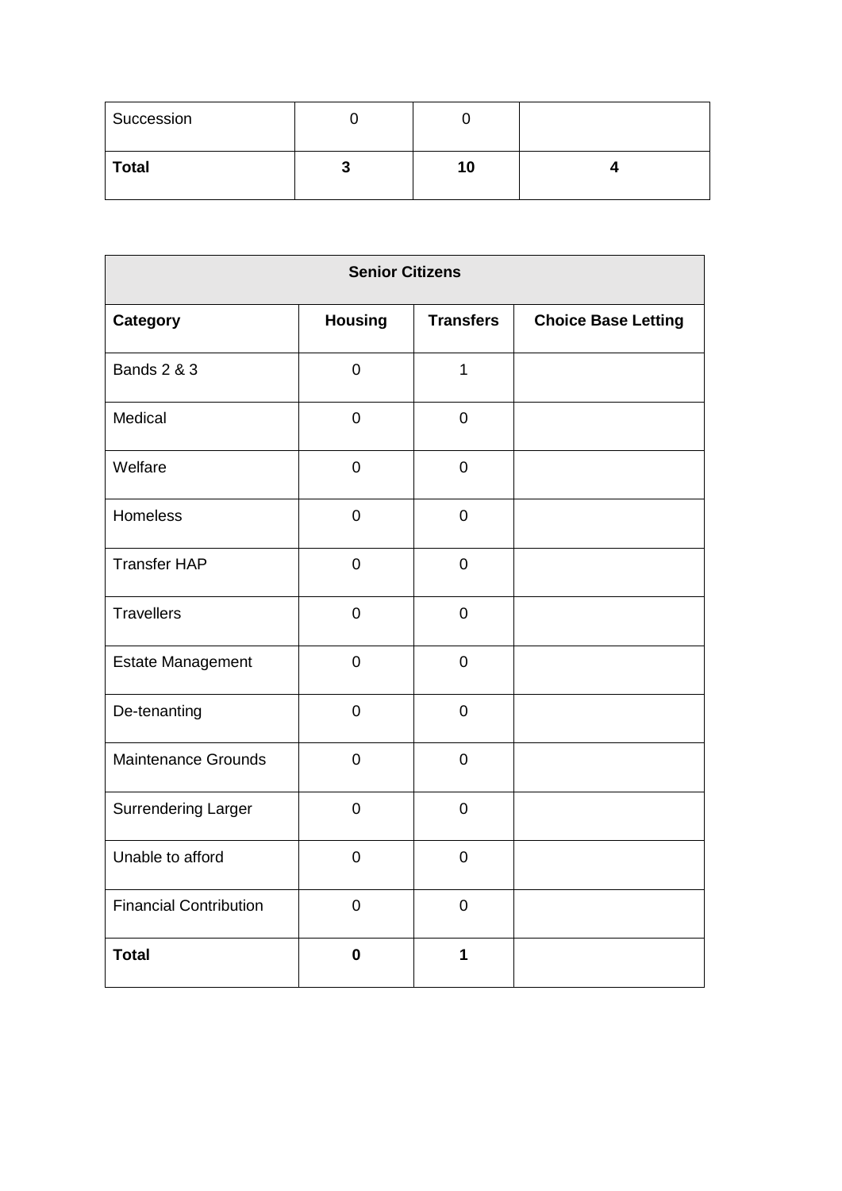| Succession | 0 | 0 | |
|---|---|---|---|
| **Total** | **3** | **10** | **4** |

| **Senior Citizens** | | | |
|---|---|---|---|
| **Category** | **Housing** | **Transfers** | **Choice Base Letting** |
| Bands 2 & 3 | 0 | 1 | |
| Medical | 0 | 0 | |
| Welfare | 0 | 0 | |
| Homeless | 0 | 0 | |
| Transfer HAP | 0 | 0 | |
| Travellers | 0 | 0 | |
| Estate Management | 0 | 0 | |
| De-tenanting | 0 | 0 | |
| Maintenance Grounds | 0 | 0 | |
| Surrendering Larger | 0 | 0 | |
| Unable to afford | 0 | 0 | |
| Financial Contribution | 0 | 0 | |
| **Total** | **0** | **1** | |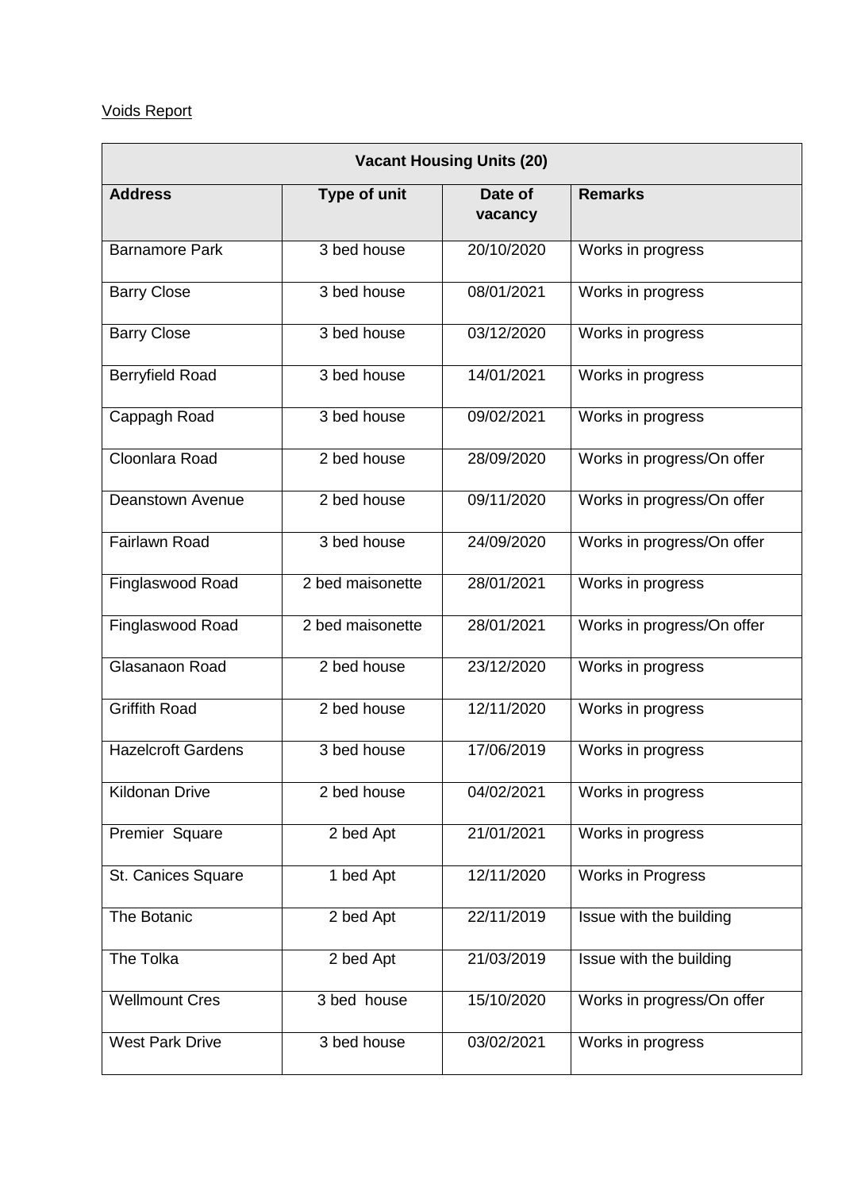Voids Report

| Vacant Housing Units (20) | | | |
|---|---|---|---|
| **Address** | **Type of unit** | **Date of vacancy** | **Remarks** |
| Barnamore Park | 3 bed house | 20/10/2020 | Works in progress |
| Barry Close | 3 bed house | 08/01/2021 | Works in progress |
| Barry Close | 3 bed house | 03/12/2020 | Works in progress |
| Berryfield Road | 3 bed house | 14/01/2021 | Works in progress |
| Cappagh Road | 3 bed house | 09/02/2021 | Works in progress |
| Cloonlara Road | 2 bed house | 28/09/2020 | Works in progress/On offer |
| Deanstown Avenue | 2 bed house | 09/11/2020 | Works in progress/On offer |
| Fairlawn Road | 3 bed house | 24/09/2020 | Works in progress/On offer |
| Finglaswood Road | 2 bed maisonette | 28/01/2021 | Works in progress |
| Finglaswood Road | 2 bed maisonette | 28/01/2021 | Works in progress/On offer |
| Glasanaon Road | 2 bed house | 23/12/2020 | Works in progress |
| Griffith Road | 2 bed house | 12/11/2020 | Works in progress |
| Hazelcroft Gardens | 3 bed house | 17/06/2019 | Works in progress |
| Kildonan Drive | 2 bed house | 04/02/2021 | Works in progress |
| Premier Square | 2 bed Apt | 21/01/2021 | Works in progress |
| St. Canices Square | 1 bed Apt | 12/11/2020 | Works in Progress |
| The Botanic | 2 bed Apt | 22/11/2019 | Issue with the building |
| The Tolka | 2 bed Apt | 21/03/2019 | Issue with the building |
| Wellmount Cres | 3 bed house | 15/10/2020 | Works in progress/On offer |
| West Park Drive | 3 bed house | 03/02/2021 | Works in progress |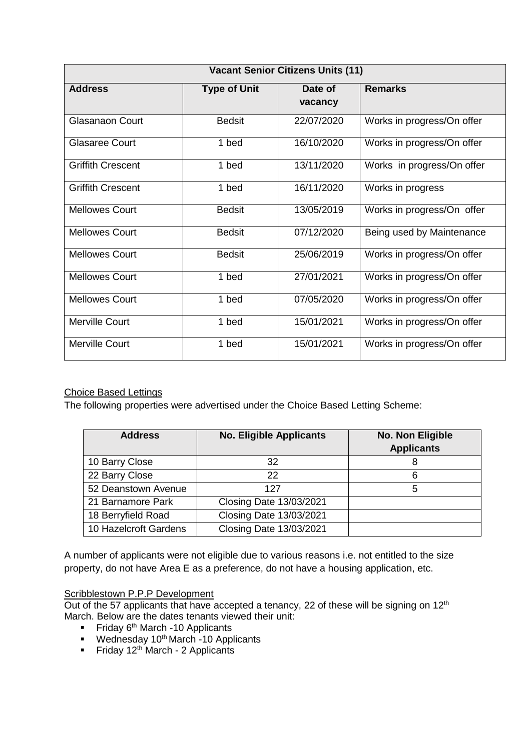| Vacant Senior Citizens Units (11) | | | |
|---|---|---|---|
| **Address** | **Type of Unit** | **Date of vacancy** | **Remarks** |
| Glasanaon Court | Bedsit | 22/07/2020 | Works in progress/On offer |
| Glasaree Court | 1 bed | 16/10/2020 | Works in progress/On offer |
| Griffith Crescent | 1 bed | 13/11/2020 | Works in progress/On offer |
| Griffith Crescent | 1 bed | 16/11/2020 | Works in progress |
| Mellowes Court | Bedsit | 13/05/2019 | Works in progress/On offer |
| Mellowes Court | Bedsit | 07/12/2020 | Being used by Maintenance |
| Mellowes Court | Bedsit | 25/06/2019 | Works in progress/On offer |
| Mellowes Court | 1 bed | 27/01/2021 | Works in progress/On offer |
| Mellowes Court | 1 bed | 07/05/2020 | Works in progress/On offer |
| Merville Court | 1 bed | 15/01/2021 | Works in progress/On offer |
| Merville Court | 1 bed | 15/01/2021 | Works in progress/On offer |

Choice Based Lettings

The following properties were advertised under the Choice Based Letting Scheme:

| Address | No. Eligible Applicants | No. Non Eligible Applicants |
|---|---|---|
| 10 Barry Close | 32 | 8 |
| 22 Barry Close | 22 | 6 |
| 52 Deanstown Avenue | 127 | 5 |
| 21 Barnamore Park | Closing Date 13/03/2021 | |
| 18 Berryfield Road | Closing Date 13/03/2021 | |
| 10 Hazelcroft Gardens | Closing Date 13/03/2021 | |

A number of applicants were not eligible due to various reasons i.e. not entitled to the size property, do not have Area E as a preference, do not have a housing application, etc.

Scribblestown P.P.P Development

Out of the 57 applicants that have accepted a tenancy, 22 of these will be signing on 12th March. Below are the dates tenants viewed their unit:

- Friday 6th March -10 Applicants
- Wednesday 10th March -10 Applicants
- Friday 12th March - 2 Applicants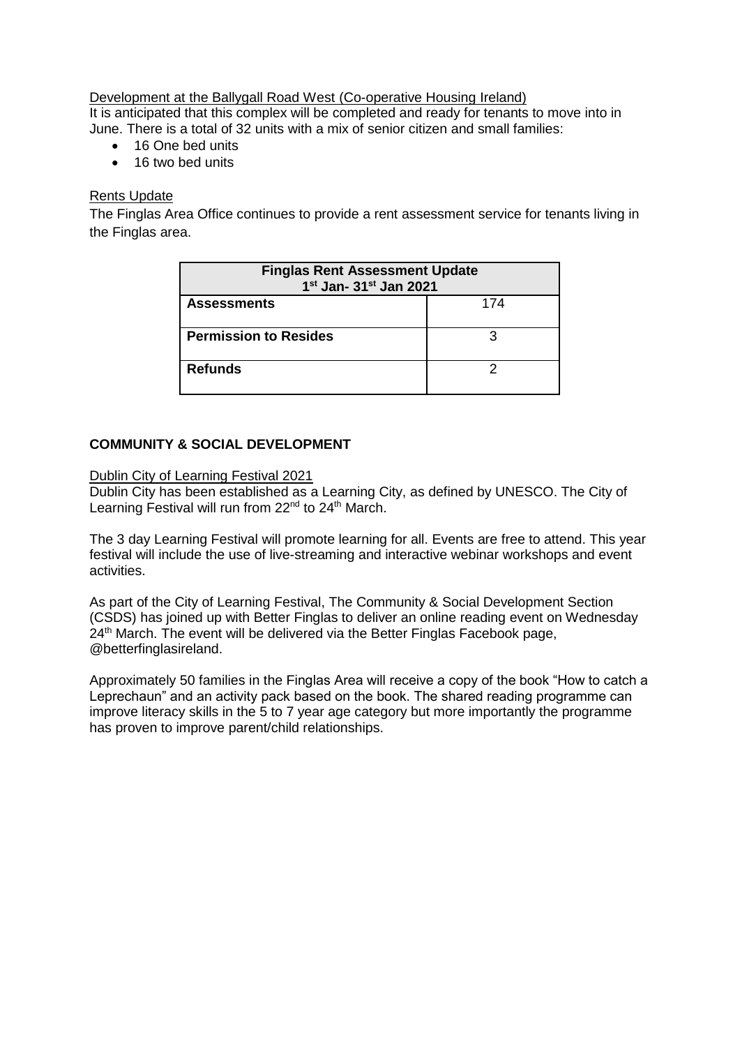Development at the Ballygall Road West (Co-operative Housing Ireland)

It is anticipated that this complex will be completed and ready for tenants to move into in June. There is a total of 32 units with a mix of senior citizen and small families:

- 16 One bed units
- 16 two bed units

Rents Update

The Finglas Area Office continues to provide a rent assessment service for tenants living in the Finglas area.

| Finglas Rent Assessment Update 1st Jan- 31st Jan 2021 | |
|---|---|
| **Assessments** | 174 |
| **Permission to Resides** | 3 |
| **Refunds** | 2 |

## COMMUNITY & SOCIAL DEVELOPMENT

Dublin City of Learning Festival 2021

Dublin City has been established as a Learning City, as defined by UNESCO. The City of Learning Festival will run from 22nd to 24th March.

The 3 day Learning Festival will promote learning for all. Events are free to attend. This year festival will include the use of live-streaming and interactive webinar workshops and event activities.

As part of the City of Learning Festival, The Community & Social Development Section (CSDS) has joined up with Better Finglas to deliver an online reading event on Wednesday 24th March. The event will be delivered via the Better Finglas Facebook page, @betterfinglasireland.

Approximately 50 families in the Finglas Area will receive a copy of the book "How to catch a Leprechaun" and an activity pack based on the book. The shared reading programme can improve literacy skills in the 5 to 7 year age category but more importantly the programme has proven to improve parent/child relationships.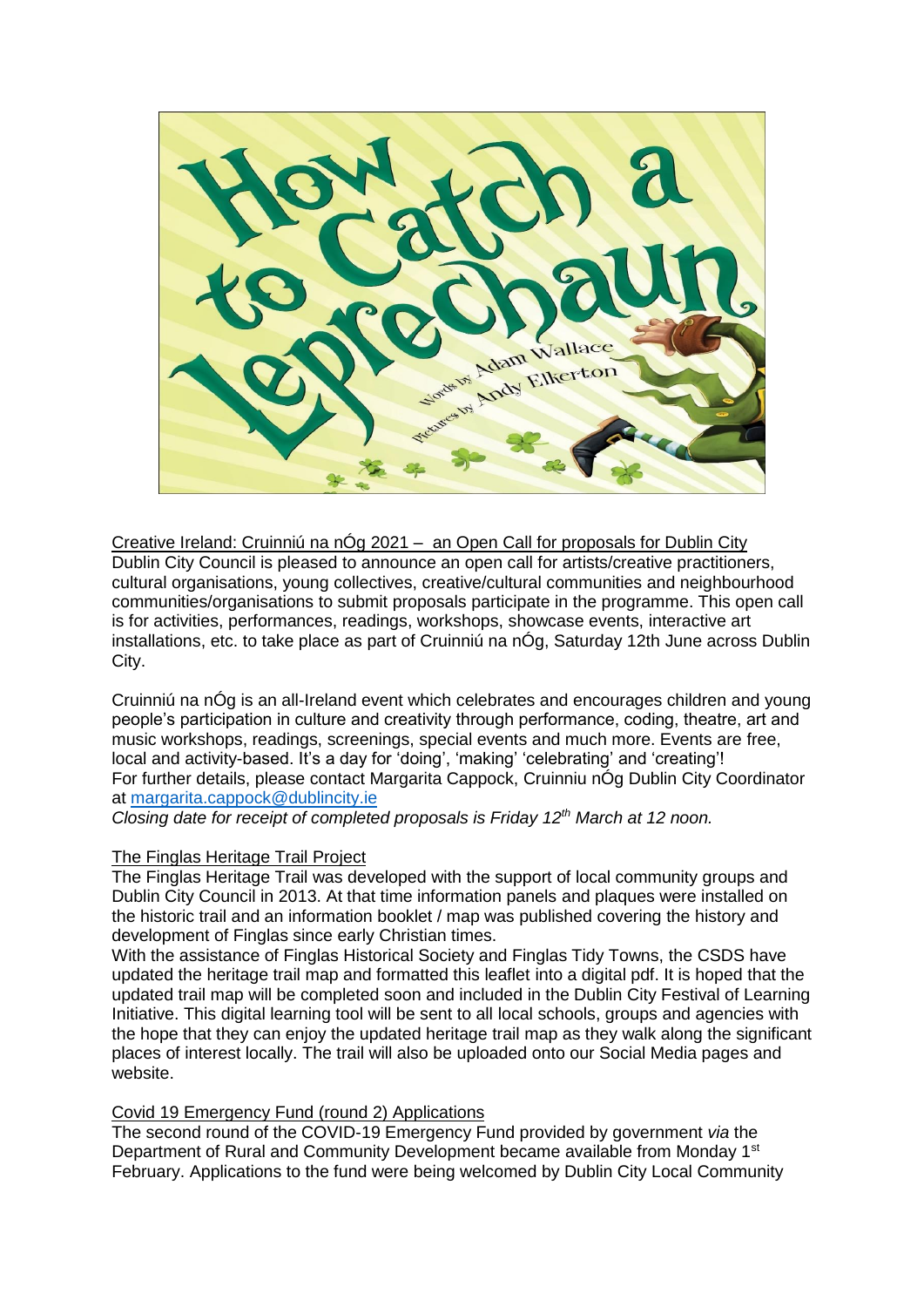Creative Ireland: Cruinniú na nÓg 2021 – an Open Call for proposals for Dublin City

Dublin City Council is pleased to announce an open call for artists/creative practitioners, cultural organisations, young collectives, creative/cultural communities and neighbourhood communities/organisations to submit proposals participate in the programme. This open call is for activities, performances, readings, workshops, showcase events, interactive art installations, etc. to take place as part of Cruinniú na nÓg, Saturday 12th June across Dublin City.

Cruinniú na nÓg is an all-Ireland event which celebrates and encourages children and young people's participation in culture and creativity through performance, coding, theatre, art and music workshops, readings, screenings, special events and much more. Events are free, local and activity-based. It's a day for 'doing', 'making' 'celebrating' and 'creating'!
For further details, please contact Margarita Cappock, Cruinniu nÓg Dublin City Coordinator at margarita.cappock@dublincity.ie

*Closing date for receipt of completed proposals is Friday 12th March at 12 noon.*

The Finglas Heritage Trail Project

The Finglas Heritage Trail was developed with the support of local community groups and Dublin City Council in 2013. At that time information panels and plaques were installed on the historic trail and an information booklet / map was published covering the history and development of Finglas since early Christian times.
With the assistance of Finglas Historical Society and Finglas Tidy Towns, the CSDS have updated the heritage trail map and formatted this leaflet into a digital pdf. It is hoped that the updated trail map will be completed soon and included in the Dublin City Festival of Learning Initiative. This digital learning tool will be sent to all local schools, groups and agencies with the hope that they can enjoy the updated heritage trail map as they walk along the significant places of interest locally. The trail will also be uploaded onto our Social Media pages and website.

Covid 19 Emergency Fund (round 2) Applications

The second round of the COVID-19 Emergency Fund provided by government *via* the Department of Rural and Community Development became available from Monday 1st February. Applications to the fund were being welcomed by Dublin City Local Community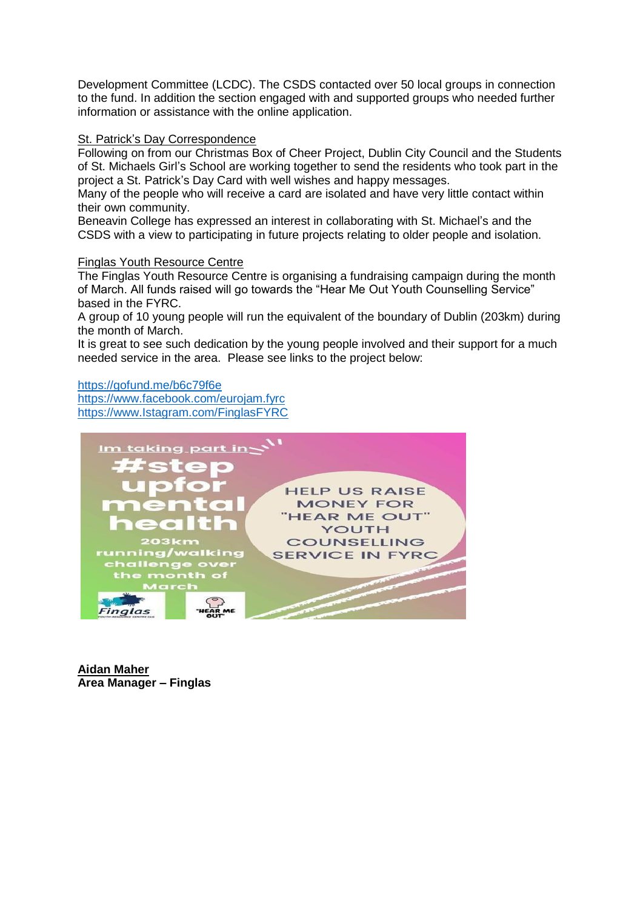Development Committee (LCDC). The CSDS contacted over 50 local groups in connection to the fund. In addition the section engaged with and supported groups who needed further information or assistance with the online application.

St. Patrick's Day Correspondence

Following on from our Christmas Box of Cheer Project, Dublin City Council and the Students of St. Michaels Girl's School are working together to send the residents who took part in the project a St. Patrick's Day Card with well wishes and happy messages.

Many of the people who will receive a card are isolated and have very little contact within their own community.

Beneavin College has expressed an interest in collaborating with St. Michael's and the CSDS with a view to participating in future projects relating to older people and isolation.

Finglas Youth Resource Centre

The Finglas Youth Resource Centre is organising a fundraising campaign during the month of March. All funds raised will go towards the "Hear Me Out Youth Counselling Service" based in the FYRC.

A group of 10 young people will run the equivalent of the boundary of Dublin (203km) during the month of March.

It is great to see such dedication by the young people involved and their support for a much needed service in the area. Please see links to the project below:

https://gofund.me/b6c79f6e
https://www.facebook.com/eurojam.fyrc
https://www.Istagram.com/FinglasFYRC

Im taking part in

#step upfor mental health

203km running/walking challenge over the month of March

HELP US RAISE MONEY FOR "HEAR ME OUT" YOUTH COUNSELLING SERVICE IN FYRC

Finglas

"HEAR ME OUT"

**Aidan Maher**
**Area Manager – Finglas**